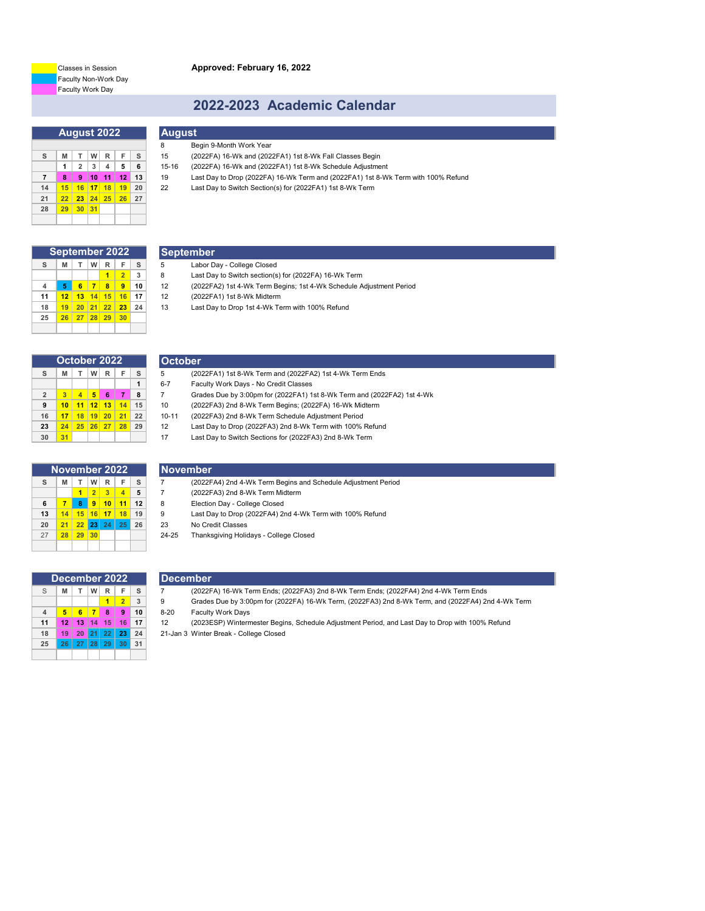Classes in Session
Faculty Non-Work Day
Faculty Work Day

**Approved: February 16, 2022**

# 2022-2023 Academic Calendar

## August 2022

| S | M | T | W | R | F | S |
|---|---|---|---|---|---|---|
| | 1 | 2 | 3 | 4 | 5 | 6 |
| 7 | 8 | 9 | 10 | 11 | 12 | 13 |
| 14 | 15 | 16 | 17 | 18 | 19 | 20 |
| 21 | 22 | 23 | 24 | 25 | 26 | 27 |
| 28 | 29 | 30 | 31 | | | |

## August

| | |
|---|---|
| 8 | Begin 9-Month Work Year |
| 15 | (2022FA) 16-Wk and (2022FA1) 1st 8-Wk Fall Classes Begin |
| 15-16 | (2022FA) 16-Wk and (2022FA1) 1st 8-Wk Schedule Adjustment |
| 19 | Last Day to Drop (2022FA) 16-Wk Term and (2022FA1) 1st 8-Wk Term with 100% Refund |
| 22 | Last Day to Switch Section(s) for (2022FA1) 1st 8-Wk Term |

## September 2022

| S | M | T | W | R | F | S |
|---|---|---|---|---|---|---|
| | | | | 1 | 2 | 3 |
| 4 | 5 | 6 | 7 | 8 | 9 | 10 |
| 11 | 12 | 13 | 14 | 15 | 16 | 17 |
| 18 | 19 | 20 | 21 | 22 | 23 | 24 |
| 25 | 26 | 27 | 28 | 29 | 30 | |

## September

| | |
|---|---|
| 5 | Labor Day - College Closed |
| 8 | Last Day to Switch section(s) for (2022FA) 16-Wk Term |
| 12 | (2022FA2) 1st 4-Wk Term Begins; 1st 4-Wk Schedule Adjustment Period |
| 12 | (2022FA1) 1st 8-Wk Midterm |
| 13 | Last Day to Drop 1st 4-Wk Term with 100% Refund |

## October 2022

| S | M | T | W | R | F | S |
|---|---|---|---|---|---|---|
| | | | | | | 1 |
| 2 | 3 | 4 | 5 | 6 | 7 | 8 |
| 9 | 10 | 11 | 12 | 13 | 14 | 15 |
| 16 | 17 | 18 | 19 | 20 | 21 | 22 |
| 23 | 24 | 25 | 26 | 27 | 28 | 29 |
| 30 | 31 | | | | | |

## October

| | |
|---|---|
| 5 | (2022FA1) 1st 8-Wk Term and (2022FA2) 1st 4-Wk Term Ends |
| 6-7 | Faculty Work Days - No Credit Classes |
| 7 | Grades Due by 3:00pm for (2022FA1) 1st 8-Wk Term and (2022FA2) 1st 4-Wk |
| 10 | (2022FA3) 2nd 8-Wk Term Begins; (2022FA) 16-Wk Midterm |
| 10-11 | (2022FA3) 2nd 8-Wk Term Schedule Adjustment Period |
| 12 | Last Day to Drop (2022FA3) 2nd 8-Wk Term with 100% Refund |
| 17 | Last Day to Switch Sections for (2022FA3) 2nd 8-Wk Term |

## November 2022

| S | M | T | W | R | F | S |
|---|---|---|---|---|---|---|
| | | 1 | 2 | 3 | 4 | 5 |
| 6 | 7 | 8 | 9 | 10 | 11 | 12 |
| 13 | 14 | 15 | 16 | 17 | 18 | 19 |
| 20 | 21 | 22 | 23 | 24 | 25 | 26 |
| 27 | 28 | 29 | 30 | | | |

## November

| | |
|---|---|
| 7 | (2022FA4) 2nd 4-Wk Term Begins and Schedule Adjustment Period |
| 7 | (2022FA3) 2nd 8-Wk Term Midterm |
| 8 | Election Day - College Closed |
| 9 | Last Day to Drop (2022FA4) 2nd 4-Wk Term with 100% Refund |
| 23 | No Credit Classes |
| 24-25 | Thanksgiving Holidays - College Closed |

## December 2022

| S | M | T | W | R | F | S |
|---|---|---|---|---|---|---|
| | | | | 1 | 2 | 3 |
| 4 | 5 | 6 | 7 | 8 | 9 | 10 |
| 11 | 12 | 13 | 14 | 15 | 16 | 17 |
| 18 | 19 | 20 | 21 | 22 | 23 | 24 |
| 25 | 26 | 27 | 28 | 29 | 30 | 31 |

## December

| | |
|---|---|
| 7 | (2022FA) 16-Wk Term Ends; (2022FA3) 2nd 8-Wk Term Ends; (2022FA4) 2nd 4-Wk Term Ends |
| 9 | Grades Due by 3:00pm for (2022FA) 16-Wk Term, (2022FA3) 2nd 8-Wk Term, and (2022FA4) 2nd 4-Wk Term |
| 8-20 | Faculty Work Days |
| 12 | (2023ESP) Wintermester Begins, Schedule Adjustment Period, and Last Day to Drop with 100% Refund |
| 21-Jan 3 | Winter Break - College Closed |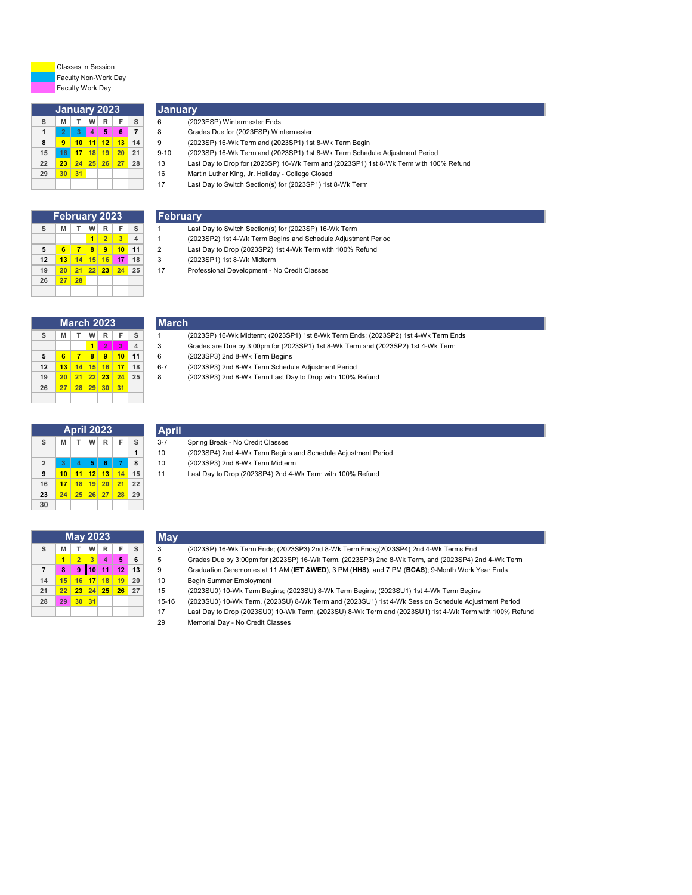Classes in Session
Faculty Non-Work Day
Faculty Work Day

## January 2023

| S | M | T | W | R | F | S |
|---|---|---|---|---|---|---|
| 1 | 2 | 3 | 4 | 5 | 6 | 7 |
| 8 | 9 | 10 | 11 | 12 | 13 | 14 |
| 15 | 16 | 17 | 18 | 19 | 20 | 21 |
| 22 | 23 | 24 | 25 | 26 | 27 | 28 |
| 29 | 30 | 31 | | | | |

## January

| Date | Event |
|---|---|
| 6 | (2023ESP) Wintermester Ends |
| 8 | Grades Due for (2023ESP) Wintermester |
| 9 | (2023SP) 16-Wk Term and (2023SP1) 1st 8-Wk Term Begin |
| 9-10 | (2023SP) 16-Wk Term and (2023SP1) 1st 8-Wk Term Schedule Adjustment Period |
| 13 | Last Day to Drop for (2023SP) 16-Wk Term and (2023SP1) 1st 8-Wk Term with 100% Refund |
| 16 | Martin Luther King, Jr. Holiday - College Closed |
| 17 | Last Day to Switch Section(s) for (2023SP1) 1st 8-Wk Term |

## February 2023

| S | M | T | W | R | F | S |
|---|---|---|---|---|---|---|
| | | | 1 | 2 | 3 | 4 |
| 5 | 6 | 7 | 8 | 9 | 10 | 11 |
| 12 | 13 | 14 | 15 | 16 | 17 | 18 |
| 19 | 20 | 21 | 22 | 23 | 24 | 25 |
| 26 | 27 | 28 | | | | |

## February

| Date | Event |
|---|---|
| 1 | Last Day to Switch Section(s) for (2023SP) 16-Wk Term |
| 1 | (2023SP2) 1st 4-Wk Term Begins and Schedule Adjustment Period |
| 2 | Last Day to Drop (2023SP2) 1st 4-Wk Term with 100% Refund |
| 3 | (2023SP1) 1st 8-Wk Midterm |
| 17 | Professional Development - No Credit Classes |

## March 2023

| S | M | T | W | R | F | S |
|---|---|---|---|---|---|---|
| | | | 1 | 2 | 3 | 4 |
| 5 | 6 | 7 | 8 | 9 | 10 | 11 |
| 12 | 13 | 14 | 15 | 16 | 17 | 18 |
| 19 | 20 | 21 | 22 | 23 | 24 | 25 |
| 26 | 27 | 28 | 29 | 30 | 31 | |

## March

| Date | Event |
|---|---|
| 1 | (2023SP) 16-Wk Midterm; (2023SP1) 1st 8-Wk Term Ends; (2023SP2) 1st 4-Wk Term Ends |
| 3 | Grades are Due by 3:00pm for (2023SP1) 1st 8-Wk Term and (2023SP2) 1st 4-Wk Term |
| 6 | (2023SP3) 2nd 8-Wk Term Begins |
| 6-7 | (2023SP3) 2nd 8-Wk Term Schedule Adjustment Period |
| 8 | (2023SP3) 2nd 8-Wk Term Last Day to Drop with 100% Refund |

## April 2023

| S | M | T | W | R | F | S |
|---|---|---|---|---|---|---|
| | | | | | | 1 |
| 2 | 3 | 4 | 5 | 6 | 7 | 8 |
| 9 | 10 | 11 | 12 | 13 | 14 | 15 |
| 16 | 17 | 18 | 19 | 20 | 21 | 22 |
| 23 | 24 | 25 | 26 | 27 | 28 | 29 |
| 30 | | | | | | |

## April

| Date | Event |
|---|---|
| 3-7 | Spring Break - No Credit Classes |
| 10 | (2023SP4) 2nd 4-Wk Term Begins and Schedule Adjustment Period |
| 10 | (2023SP3) 2nd 8-Wk Term Midterm |
| 11 | Last Day to Drop (2023SP4) 2nd 4-Wk Term with 100% Refund |

## May 2023

| S | M | T | W | R | F | S |
|---|---|---|---|---|---|---|
| | 1 | 2 | 3 | 4 | 5 | 6 |
| 7 | 8 | 9 | 10 | 11 | 12 | 13 |
| 14 | 15 | 16 | 17 | 18 | 19 | 20 |
| 21 | 22 | 23 | 24 | 25 | 26 | 27 |
| 28 | 29 | 30 | 31 | | | |

## May

| Date | Event |
|---|---|
| 3 | (2023SP) 16-Wk Term Ends; (2023SP3) 2nd 8-Wk Term Ends;(2023SP4) 2nd 4-Wk Terms End |
| 5 | Grades Due by 3:00pm for (2023SP) 16-Wk Term, (2023SP3) 2nd 8-Wk Term, and (2023SP4) 2nd 4-Wk Term |
| 9 | Graduation Ceremonies at 11 AM (**IET &WED**), 3 PM (**HHS**), and 7 PM (**BCAS**); 9-Month Work Year Ends |
| 10 | Begin Summer Employment |
| 15 | (2023SU0) 10-Wk Term Begins; (2023SU) 8-Wk Term Begins; (2023SU1) 1st 4-Wk Term Begins |
| 15-16 | (2023SU0) 10-Wk Term, (2023SU) 8-Wk Term and (2023SU1) 1st 4-Wk Session Schedule Adjustment Period |
| 17 | Last Day to Drop (2023SU0) 10-Wk Term, (2023SU) 8-Wk Term and (2023SU1) 1st 4-Wk Term with 100% Refund |
| 29 | Memorial Day - No Credit Classes |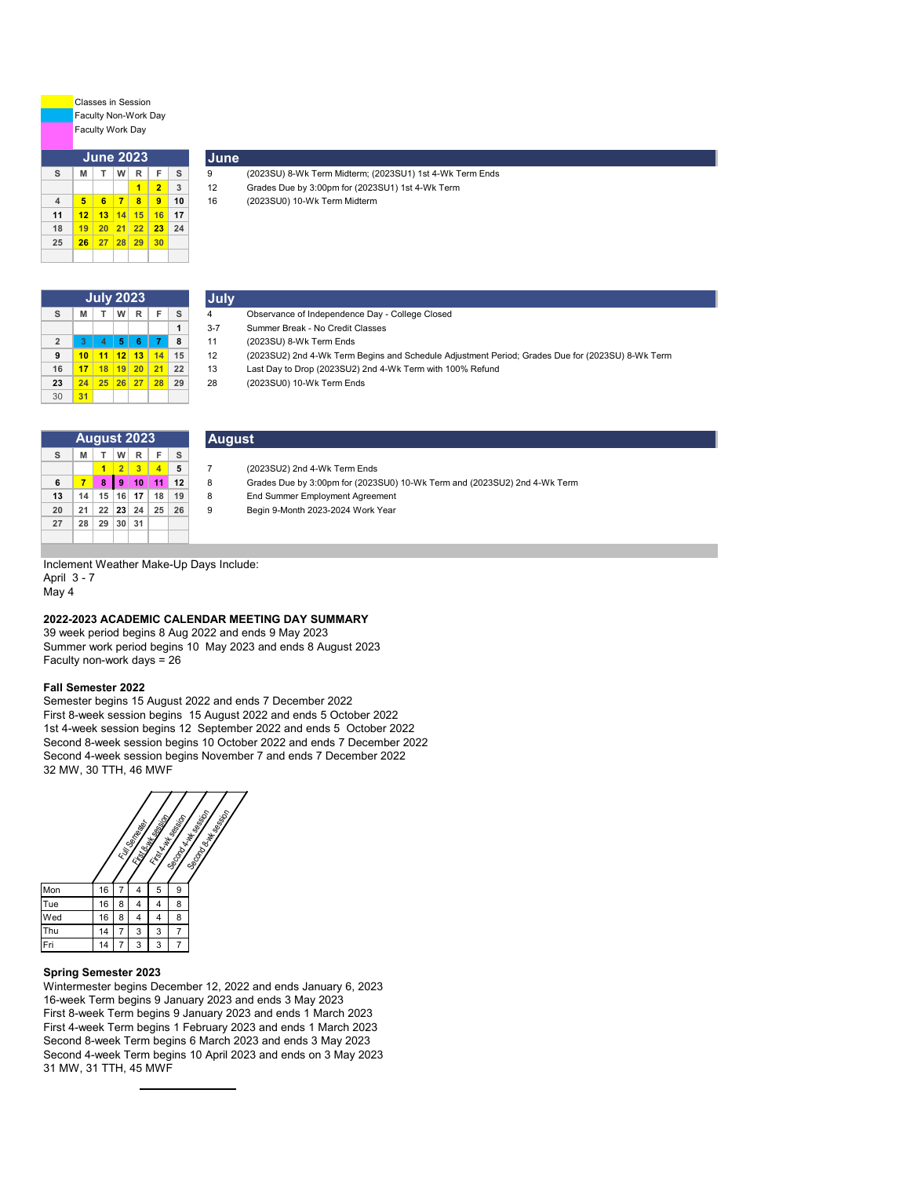Classes in Session
Faculty Non-Work Day
Faculty Work Day

| June 2023 | | | | | | |
|---|---|---|---|---|---|---|
| S | M | T | W | R | F | S |
| | | | | 1 | 2 | 3 |
| 4 | 5 | 6 | 7 | 8 | 9 | 10 |
| 11 | 12 | 13 | 14 | 15 | 16 | 17 |
| 18 | 19 | 20 | 21 | 22 | 23 | 24 |
| 25 | 26 | 27 | 28 | 29 | 30 | |

## June

| | |
|---|---|
| 9 | (2023SU) 8-Wk Term Midterm; (2023SU1) 1st 4-Wk Term Ends |
| 12 | Grades Due by 3:00pm for (2023SU1) 1st 4-Wk Term |
| 16 | (2023SU0) 10-Wk Term Midterm |

| July 2023 | | | | | | |
|---|---|---|---|---|---|---|
| S | M | T | W | R | F | S |
| | | | | | | 1 |
| 2 | 3 | 4 | 5 | 6 | 7 | 8 |
| 9 | 10 | 11 | 12 | 13 | 14 | 15 |
| 16 | 17 | 18 | 19 | 20 | 21 | 22 |
| 23 | 24 | 25 | 26 | 27 | 28 | 29 |
| 30 | 31 | | | | | |

## July

| | |
|---|---|
| 4 | Observance of Independence Day - College Closed |
| 3-7 | Summer Break - No Credit Classes |
| 11 | (2023SU) 8-Wk Term Ends |
| 12 | (2023SU2) 2nd 4-Wk Term Begins and Schedule Adjustment Period; Grades Due for (2023SU) 8-Wk Term |
| 13 | Last Day to Drop (2023SU2) 2nd 4-Wk Term with 100% Refund |
| 28 | (2023SU0) 10-Wk Term Ends |

| August 2023 | | | | | | |
|---|---|---|---|---|---|---|
| S | M | T | W | R | F | S |
| | | 1 | 2 | 3 | 4 | 5 |
| 6 | 7 | 8 | 9 | 10 | 11 | 12 |
| 13 | 14 | 15 | 16 | 17 | 18 | 19 |
| 20 | 21 | 22 | 23 | 24 | 25 | 26 |
| 27 | 28 | 29 | 30 | 31 | | |

## August

| | |
|---|---|
| 7 | (2023SU2) 2nd 4-Wk Term Ends |
| 8 | Grades Due by 3:00pm for (2023SU0) 10-Wk Term and (2023SU2) 2nd 4-Wk Term |
| 8 | End Summer Employment Agreement |
| 9 | Begin 9-Month 2023-2024 Work Year |

Inclement Weather Make-Up Days Include:
April 3 - 7
May 4

**2022-2023 ACADEMIC CALENDAR MEETING DAY SUMMARY**
39 week period begins 8 Aug 2022 and ends 9 May 2023
Summer work period begins 10 May 2023 and ends 8 August 2023
Faculty non-work days = 26

**Fall Semester 2022**
Semester begins 15 August 2022 and ends 7 December 2022
First 8-week session begins 15 August 2022 and ends 5 October 2022
1st 4-week session begins 12 September 2022 and ends 5 October 2022
Second 8-week session begins 10 October 2022 and ends 7 December 2022
Second 4-week session begins November 7 and ends 7 December 2022
32 MW, 30 TTH, 46 MWF

| | Full Semester | First 8-wk session | First 4-wk session | Second 4-wk session | Second 8-wk session |
|---|---|---|---|---|---|
| Mon | 16 | 7 | 4 | 5 | 9 |
| Tue | 16 | 8 | 4 | 4 | 8 |
| Wed | 16 | 8 | 4 | 4 | 8 |
| Thu | 14 | 7 | 3 | 3 | 7 |
| Fri | 14 | 7 | 3 | 3 | 7 |

**Spring Semester 2023**
Wintermester begins December 12, 2022 and ends January 6, 2023
16-week Term begins 9 January 2023 and ends 3 May 2023
First 8-week Term begins 9 January 2023 and ends 1 March 2023
First 4-week Term begins 1 February 2023 and ends 1 March 2023
Second 8-week Term begins 6 March 2023 and ends 3 May 2023
Second 4-week Term begins 10 April 2023 and ends on 3 May 2023
31 MW, 31 TTH, 45 MWF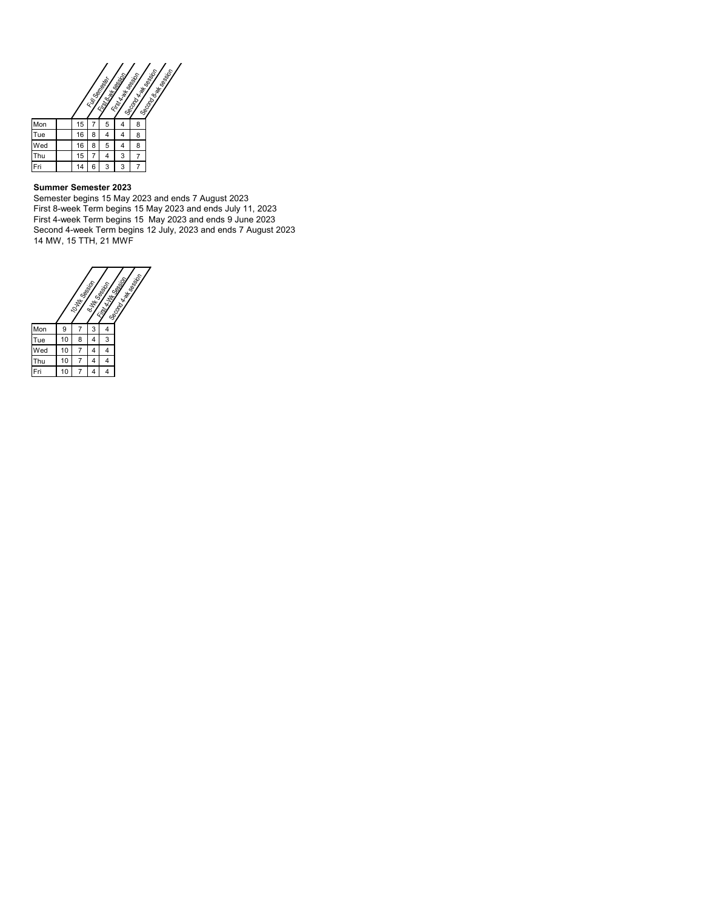| | | Full Semester | First 8-wk session | First 4-wk session | Second 4-wk session | Second 8-wk session |
|---|---|---|---|---|---|---|
| Mon | | 15 | 7 | 5 | 4 | 8 |
| Tue | | 16 | 8 | 4 | 4 | 8 |
| Wed | | 16 | 8 | 5 | 4 | 8 |
| Thu | | 15 | 7 | 4 | 3 | 7 |
| Fri | | 14 | 6 | 3 | 3 | 7 |

**Summer Semester 2023**

Semester begins 15 May 2023 and ends 7 August 2023
First 8-week Term begins 15 May 2023 and ends July 11, 2023
First 4-week Term begins 15 May 2023 and ends 9 June 2023
Second 4-week Term begins 12 July, 2023 and ends 7 August 2023
14 MW, 15 TTH, 21 MWF

| | 10-Wk Session | 8-Wk Session | First 4-Wk Session | Second 4-wk session |
|---|---|---|---|---|
| Mon | 9 | 7 | 3 | 4 |
| Tue | 10 | 8 | 4 | 3 |
| Wed | 10 | 7 | 4 | 4 |
| Thu | 10 | 7 | 4 | 4 |
| Fri | 10 | 7 | 4 | 4 |